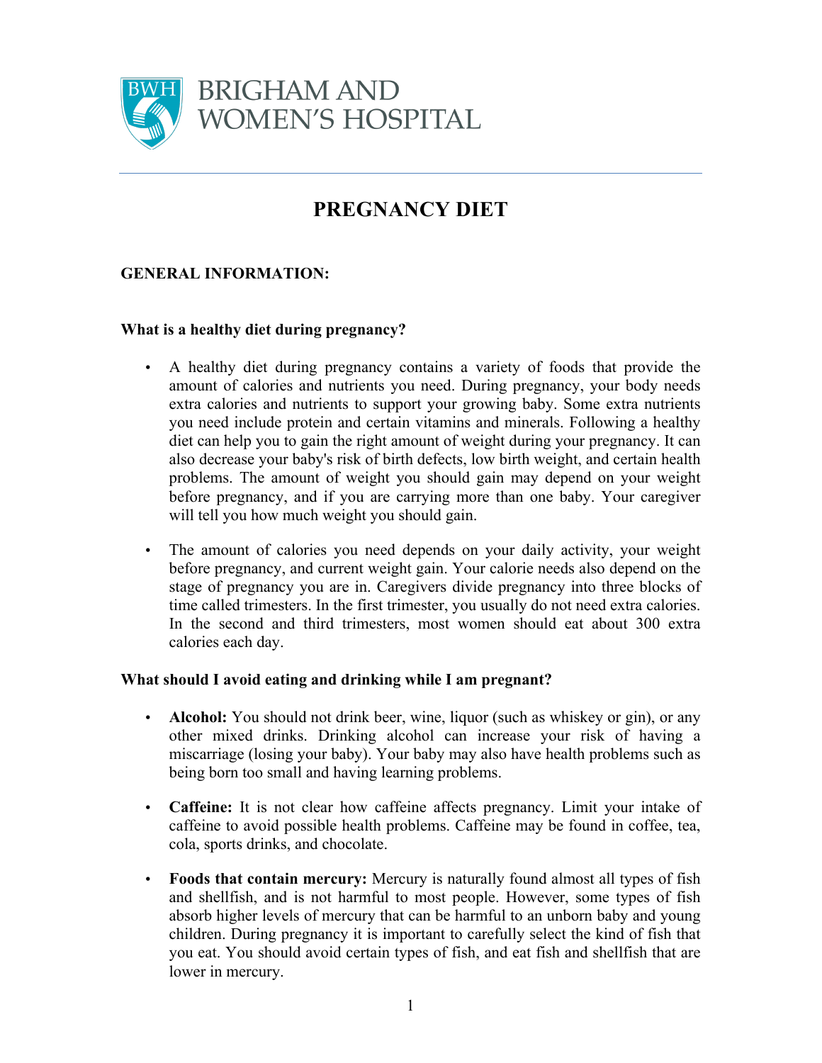BRIGHAM AND WOMEN'S HOSPITAL

# PREGNANCY DIET

## GENERAL INFORMATION:

### What is a healthy diet during pregnancy?

- A healthy diet during pregnancy contains a variety of foods that provide the amount of calories and nutrients you need. During pregnancy, your body needs extra calories and nutrients to support your growing baby. Some extra nutrients you need include protein and certain vitamins and minerals. Following a healthy diet can help you to gain the right amount of weight during your pregnancy. It can also decrease your baby's risk of birth defects, low birth weight, and certain health problems. The amount of weight you should gain may depend on your weight before pregnancy, and if you are carrying more than one baby. Your caregiver will tell you how much weight you should gain.

- The amount of calories you need depends on your daily activity, your weight before pregnancy, and current weight gain. Your calorie needs also depend on the stage of pregnancy you are in. Caregivers divide pregnancy into three blocks of time called trimesters. In the first trimester, you usually do not need extra calories. In the second and third trimesters, most women should eat about 300 extra calories each day.

### What should I avoid eating and drinking while I am pregnant?

- **Alcohol:** You should not drink beer, wine, liquor (such as whiskey or gin), or any other mixed drinks. Drinking alcohol can increase your risk of having a miscarriage (losing your baby). Your baby may also have health problems such as being born too small and having learning problems.

- **Caffeine:** It is not clear how caffeine affects pregnancy. Limit your intake of caffeine to avoid possible health problems. Caffeine may be found in coffee, tea, cola, sports drinks, and chocolate.

- **Foods that contain mercury:** Mercury is naturally found almost all types of fish and shellfish, and is not harmful to most people. However, some types of fish absorb higher levels of mercury that can be harmful to an unborn baby and young children. During pregnancy it is important to carefully select the kind of fish that you eat. You should avoid certain types of fish, and eat fish and shellfish that are lower in mercury.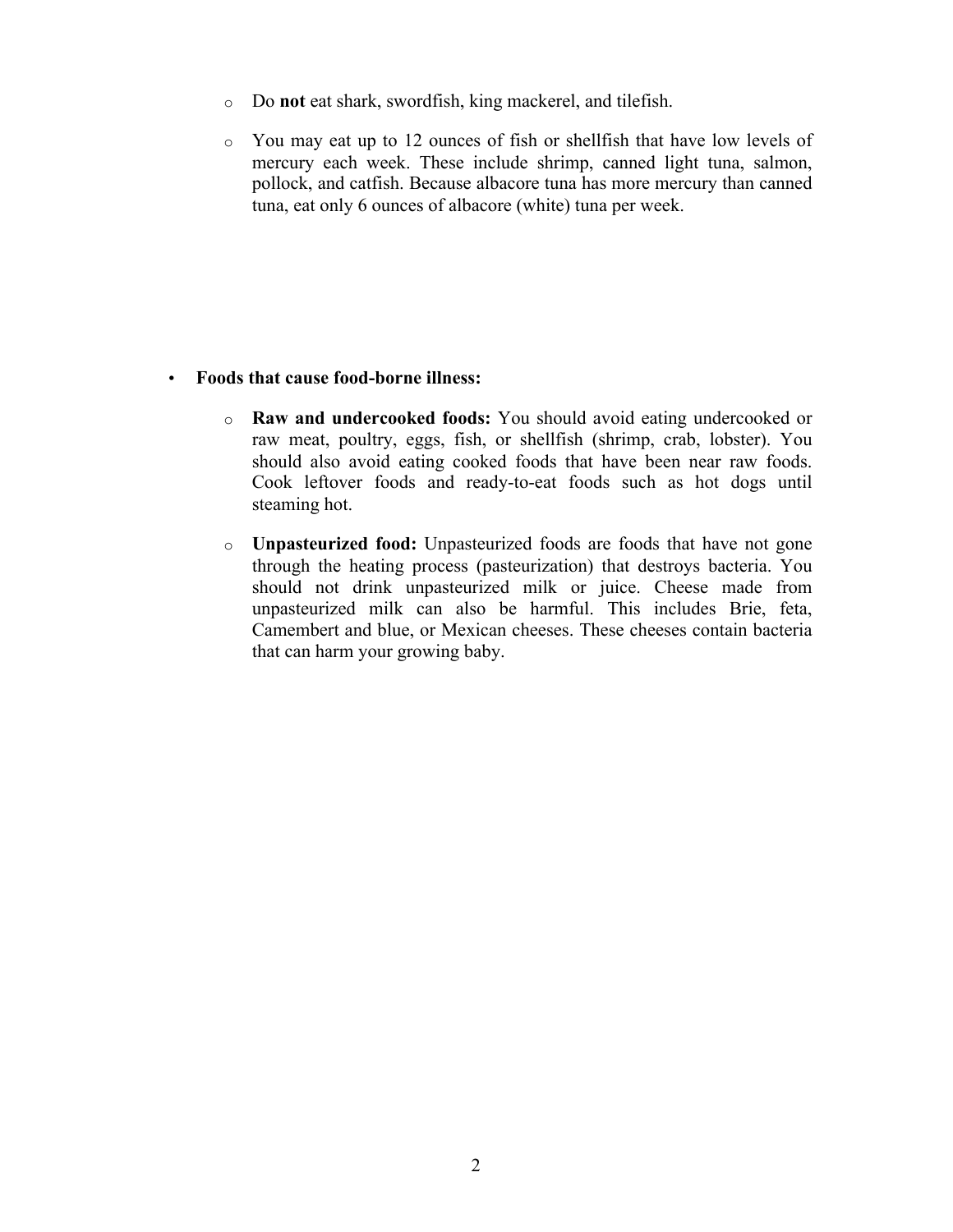- Do **not** eat shark, swordfish, king mackerel, and tilefish.
- You may eat up to 12 ounces of fish or shellfish that have low levels of mercury each week. These include shrimp, canned light tuna, salmon, pollock, and catfish. Because albacore tuna has more mercury than canned tuna, eat only 6 ounces of albacore (white) tuna per week.

- **Foods that cause food-borne illness:**
  - **Raw and undercooked foods:** You should avoid eating undercooked or raw meat, poultry, eggs, fish, or shellfish (shrimp, crab, lobster). You should also avoid eating cooked foods that have been near raw foods. Cook leftover foods and ready-to-eat foods such as hot dogs until steaming hot.
  - **Unpasteurized food:** Unpasteurized foods are foods that have not gone through the heating process (pasteurization) that destroys bacteria. You should not drink unpasteurized milk or juice. Cheese made from unpasteurized milk can also be harmful. This includes Brie, feta, Camembert and blue, or Mexican cheeses. These cheeses contain bacteria that can harm your growing baby.